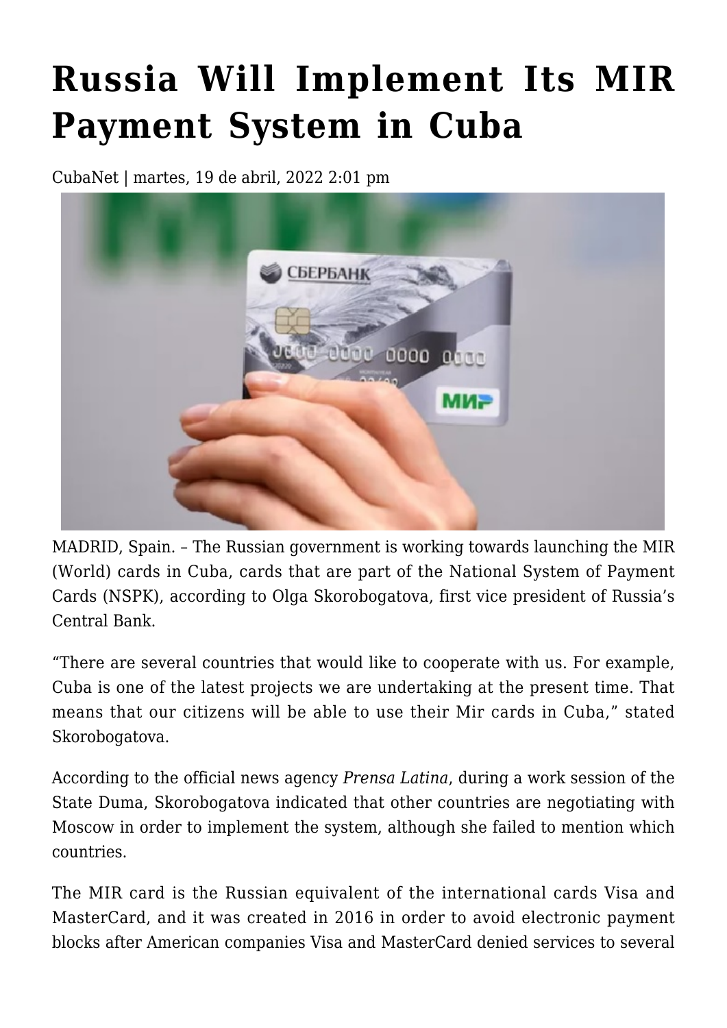# Russia Will Implement Its MIR Payment System in Cuba

CubaNet | martes, 19 de abril, 2022 2:01 pm

MADRID, Spain. – The Russian government is working towards launching the MIR (World) cards in Cuba, cards that are part of the National System of Payment Cards (NSPK), according to Olga Skorobogatova, first vice president of Russia's Central Bank.

"There are several countries that would like to cooperate with us. For example, Cuba is one of the latest projects we are undertaking at the present time. That means that our citizens will be able to use their Mir cards in Cuba," stated Skorobogatova.

According to the official news agency *Prensa Latina*, during a work session of the State Duma, Skorobogatova indicated that other countries are negotiating with Moscow in order to implement the system, although she failed to mention which countries.

The MIR card is the Russian equivalent of the international cards Visa and MasterCard, and it was created in 2016 in order to avoid electronic payment blocks after American companies Visa and MasterCard denied services to several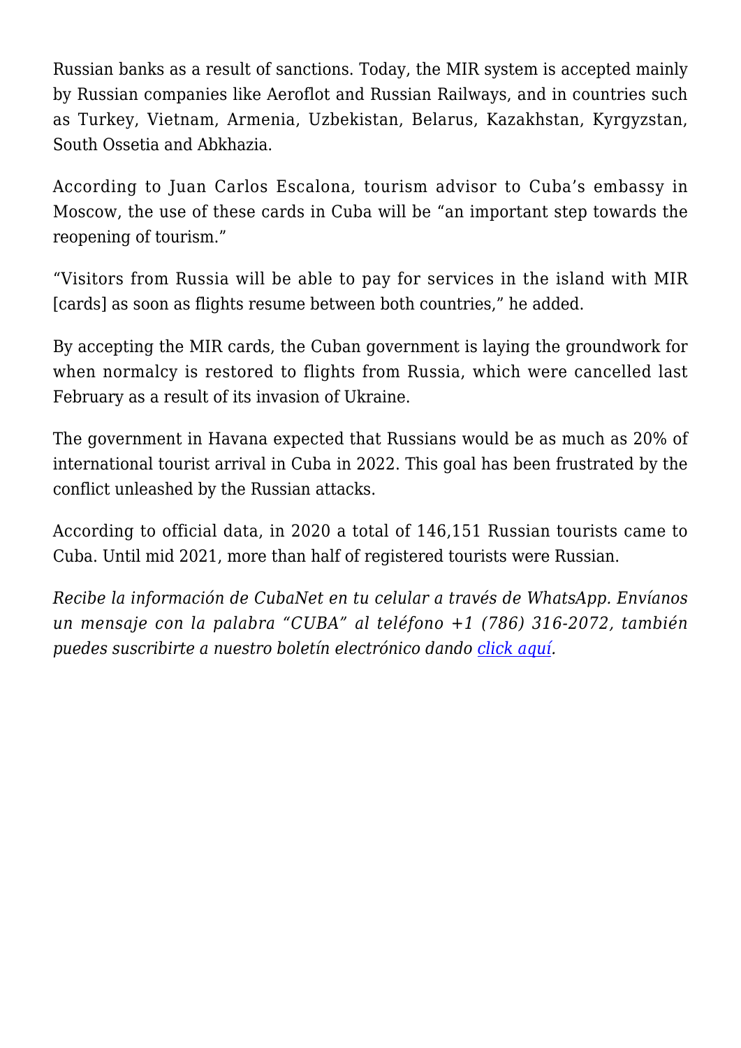Russian banks as a result of sanctions. Today, the MIR system is accepted mainly by Russian companies like Aeroflot and Russian Railways, and in countries such as Turkey, Vietnam, Armenia, Uzbekistan, Belarus, Kazakhstan, Kyrgyzstan, South Ossetia and Abkhazia.

According to Juan Carlos Escalona, tourism advisor to Cuba's embassy in Moscow, the use of these cards in Cuba will be "an important step towards the reopening of tourism."

"Visitors from Russia will be able to pay for services in the island with MIR [cards] as soon as flights resume between both countries," he added.

By accepting the MIR cards, the Cuban government is laying the groundwork for when normalcy is restored to flights from Russia, which were cancelled last February as a result of its invasion of Ukraine.

The government in Havana expected that Russians would be as much as 20% of international tourist arrival in Cuba in 2022. This goal has been frustrated by the conflict unleashed by the Russian attacks.

According to official data, in 2020 a total of 146,151 Russian tourists came to Cuba. Until mid 2021, more than half of registered tourists were Russian.

*Recibe la información de CubaNet en tu celular a través de WhatsApp. Envíanos un mensaje con la palabra "CUBA" al teléfono +1 (786) 316-2072, también puedes suscribirte a nuestro boletín electrónico dando [click aquí](#).*